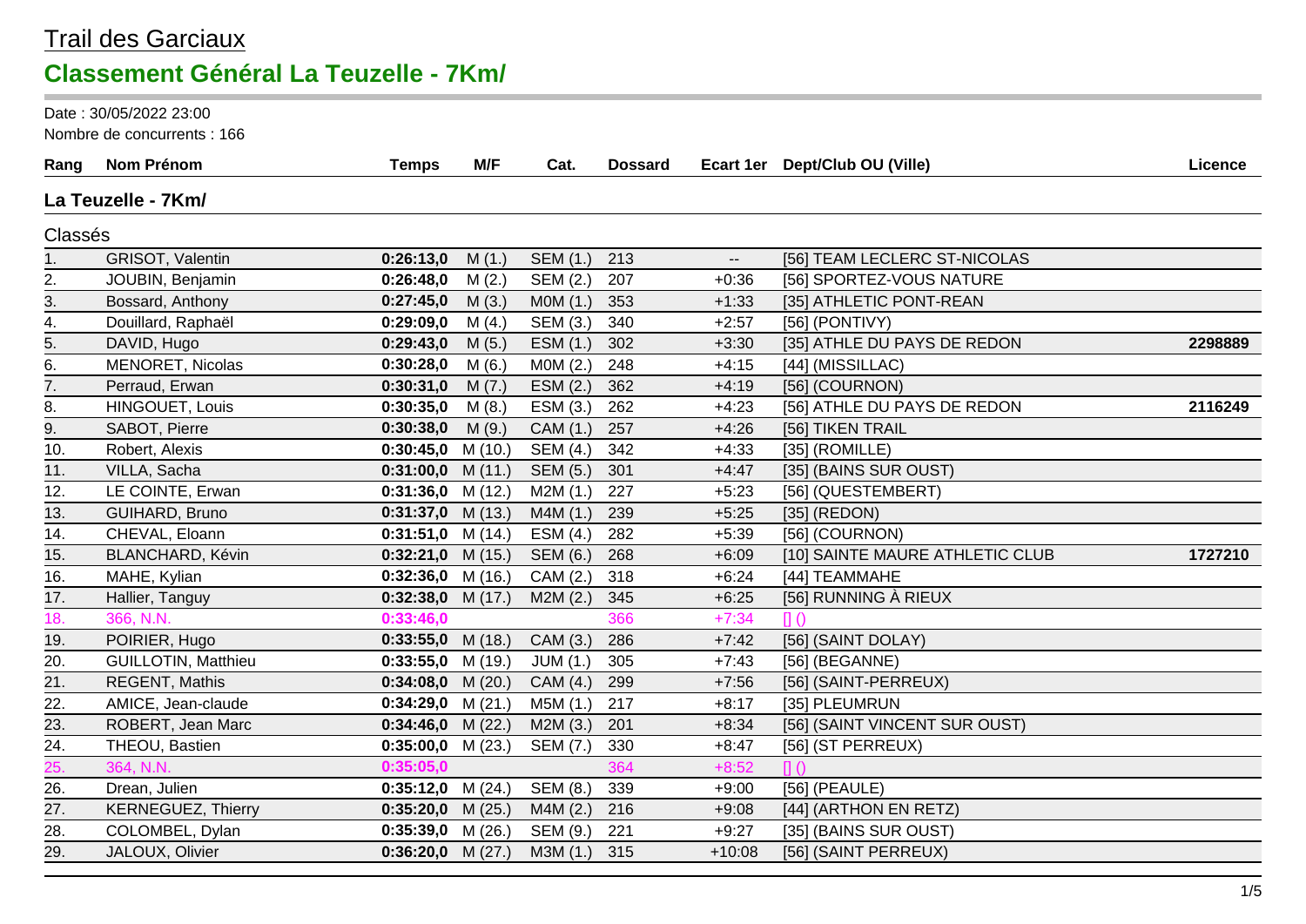# Trail des Garciaux

## Classement Général La Teuzelle - 7Km/

Date : 30/05/2022 23:00

Nombre de concurrents : 166

| Rang | Nom Prénom | Temps | M/F | Cat. | Dossard | Ecart 1er | Dept/Club OU (Ville) | Licence |
|---|---|---|---|---|---|---|---|---|
| **La Teuzelle - 7Km/** | | | | | | | | |
| Classés | | | | | | | | |
| 1. | GRISOT, Valentin | **0:26:13,0** | M (1.) | SEM (1.) | 213 | -- | [56] TEAM LECLERC ST-NICOLAS | |
| 2. | JOUBIN, Benjamin | **0:26:48,0** | M (2.) | SEM (2.) | 207 | +0:36 | [56] SPORTEZ-VOUS NATURE | |
| 3. | Bossard, Anthony | **0:27:45,0** | M (3.) | M0M (1.) | 353 | +1:33 | [35] ATHLETIC PONT-REAN | |
| 4. | Douillard, Raphaël | **0:29:09,0** | M (4.) | SEM (3.) | 340 | +2:57 | [56] (PONTIVY) | |
| 5. | DAVID, Hugo | **0:29:43,0** | M (5.) | ESM (1.) | 302 | +3:30 | [35] ATHLE DU PAYS DE REDON | **2298889** |
| 6. | MENORET, Nicolas | **0:30:28,0** | M (6.) | M0M (2.) | 248 | +4:15 | [44] (MISSILLAC) | |
| 7. | Perraud, Erwan | **0:30:31,0** | M (7.) | ESM (2.) | 362 | +4:19 | [56] (COURNON) | |
| 8. | HINGOUET, Louis | **0:30:35,0** | M (8.) | ESM (3.) | 262 | +4:23 | [56] ATHLE DU PAYS DE REDON | **2116249** |
| 9. | SABOT, Pierre | **0:30:38,0** | M (9.) | CAM (1.) | 257 | +4:26 | [56] TIKEN TRAIL | |
| 10. | Robert, Alexis | **0:30:45,0** | M (10.) | SEM (4.) | 342 | +4:33 | [35] (ROMILLE) | |
| 11. | VILLA, Sacha | **0:31:00,0** | M (11.) | SEM (5.) | 301 | +4:47 | [35] (BAINS SUR OUST) | |
| 12. | LE COINTE, Erwan | **0:31:36,0** | M (12.) | M2M (1.) | 227 | +5:23 | [56] (QUESTEMBERT) | |
| 13. | GUIHARD, Bruno | **0:31:37,0** | M (13.) | M4M (1.) | 239 | +5:25 | [35] (REDON) | |
| 14. | CHEVAL, Eloann | **0:31:51,0** | M (14.) | ESM (4.) | 282 | +5:39 | [56] (COURNON) | |
| 15. | BLANCHARD, Kévin | **0:32:21,0** | M (15.) | SEM (6.) | 268 | +6:09 | [10] SAINTE MAURE ATHLETIC CLUB | **1727210** |
| 16. | MAHE, Kylian | **0:32:36,0** | M (16.) | CAM (2.) | 318 | +6:24 | [44] TEAMMAHE | |
| 17. | Hallier, Tanguy | **0:32:38,0** | M (17.) | M2M (2.) | 345 | +6:25 | [56] RUNNING À RIEUX | |
| 18. | 366, N.N. | **0:33:46,0** | | | 366 | +7:34 | [] () | |
| 19. | POIRIER, Hugo | **0:33:55,0** | M (18.) | CAM (3.) | 286 | +7:42 | [56] (SAINT DOLAY) | |
| 20. | GUILLOTIN, Matthieu | **0:33:55,0** | M (19.) | JUM (1.) | 305 | +7:43 | [56] (BEGANNE) | |
| 21. | REGENT, Mathis | **0:34:08,0** | M (20.) | CAM (4.) | 299 | +7:56 | [56] (SAINT-PERREUX) | |
| 22. | AMICE, Jean-claude | **0:34:29,0** | M (21.) | M5M (1.) | 217 | +8:17 | [35] PLEUMRUN | |
| 23. | ROBERT, Jean Marc | **0:34:46,0** | M (22.) | M2M (3.) | 201 | +8:34 | [56] (SAINT VINCENT SUR OUST) | |
| 24. | THEOU, Bastien | **0:35:00,0** | M (23.) | SEM (7.) | 330 | +8:47 | [56] (ST PERREUX) | |
| 25. | 364, N.N. | **0:35:05,0** | | | 364 | +8:52 | [] () | |
| 26. | Drean, Julien | **0:35:12,0** | M (24.) | SEM (8.) | 339 | +9:00 | [56] (PEAULE) | |
| 27. | KERNEGUEZ, Thierry | **0:35:20,0** | M (25.) | M4M (2.) | 216 | +9:08 | [44] (ARTHON EN RETZ) | |
| 28. | COLOMBEL, Dylan | **0:35:39,0** | M (26.) | SEM (9.) | 221 | +9:27 | [35] (BAINS SUR OUST) | |
| 29. | JALOUX, Olivier | **0:36:20,0** | M (27.) | M3M (1.) | 315 | +10:08 | [56] (SAINT PERREUX) | |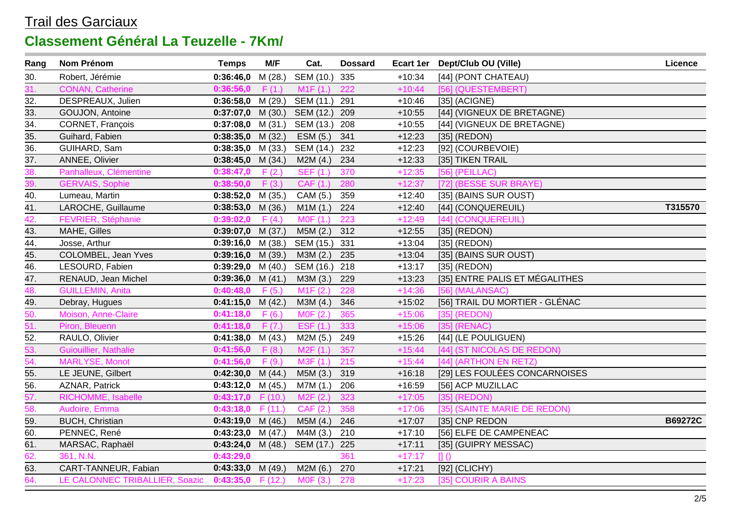Trail des Garciaux

## Classement Général La Teuzelle - 7Km/

| Rang | Nom Prénom | Temps | M/F | Cat. | Dossard | Ecart 1er | Dept/Club OU (Ville) | Licence |
|---|---|---|---|---|---|---|---|---|
| 30. | Robert, Jérémie | **0:36:46,0** | M (28.) | SEM (10.) | 335 | +10:34 | [44] (PONT CHATEAU) | |
| 31. | CONAN, Catherine | **0:36:56,0** | F (1.) | M1F (1.) | 222 | +10:44 | [56] (QUESTEMBERT) | |
| 32. | DESPREAUX, Julien | **0:36:58,0** | M (29.) | SEM (11.) | 291 | +10:46 | [35] (ACIGNE) | |
| 33. | GOUJON, Antoine | **0:37:07,0** | M (30.) | SEM (12.) | 209 | +10:55 | [44] (VIGNEUX DE BRETAGNE) | |
| 34. | CORNET, François | **0:37:08,0** | M (31.) | SEM (13.) | 208 | +10:55 | [44] (VIGNEUX DE BRETAGNE) | |
| 35. | Guihard, Fabien | **0:38:35,0** | M (32.) | ESM (5.) | 341 | +12:23 | [35] (REDON) | |
| 36. | GUIHARD, Sam | **0:38:35,0** | M (33.) | SEM (14.) | 232 | +12:23 | [92] (COURBEVOIE) | |
| 37. | ANNEE, Olivier | **0:38:45,0** | M (34.) | M2M (4.) | 234 | +12:33 | [35] TIKEN TRAIL | |
| 38. | Panhalleux, Clémentine | **0:38:47,0** | F (2.) | SEF (1.) | 370 | +12:35 | [56] (PEILLAC) | |
| 39. | GERVAIS, Sophie | **0:38:50,0** | F (3.) | CAF (1.) | 280 | +12:37 | [72] (BESSE SUR BRAYE) | |
| 40. | Lumeau, Martin | **0:38:52,0** | M (35.) | CAM (5.) | 359 | +12:40 | [35] (BAINS SUR OUST) | |
| 41. | LAROCHE, Guillaume | **0:38:53,0** | M (36.) | M1M (1.) | 224 | +12:40 | [44] (CONQUEREUIL) | **T315570** |
| 42. | FEVRIER, Stéphanie | **0:39:02,0** | F (4.) | M0F (1.) | 223 | +12:49 | [44] (CONQUEREUIL) | |
| 43. | MAHE, Gilles | **0:39:07,0** | M (37.) | M5M (2.) | 312 | +12:55 | [35] (REDON) | |
| 44. | Josse, Arthur | **0:39:16,0** | M (38.) | SEM (15.) | 331 | +13:04 | [35] (REDON) | |
| 45. | COLOMBEL, Jean Yves | **0:39:16,0** | M (39.) | M3M (2.) | 235 | +13:04 | [35] (BAINS SUR OUST) | |
| 46. | LESOURD, Fabien | **0:39:29,0** | M (40.) | SEM (16.) | 218 | +13:17 | [35] (REDON) | |
| 47. | RENAUD, Jean Michel | **0:39:36,0** | M (41.) | M3M (3.) | 229 | +13:23 | [35] ENTRE PALIS ET MÉGALITHES | |
| 48. | GUILLEMIN, Anita | **0:40:48,0** | F (5.) | M1F (2.) | 228 | +14:36 | [56] (MALANSAC) | |
| 49. | Debray, Hugues | **0:41:15,0** | M (42.) | M3M (4.) | 346 | +15:02 | [56] TRAIL DU MORTIER - GLÉNAC | |
| 50. | Moison, Anne-Claire | **0:41:18,0** | F (6.) | M0F (2.) | 365 | +15:06 | [35] (REDON) | |
| 51. | Piron, Bleuenn | **0:41:18,0** | F (7.) | ESF (1.) | 333 | +15:06 | [35] (RENAC) | |
| 52. | RAULO, Olivier | **0:41:38,0** | M (43.) | M2M (5.) | 249 | +15:26 | [44] (LE POULIGUEN) | |
| 53. | Guiouillier, Nathalie | **0:41:56,0** | F (8.) | M2F (1.) | 357 | +15:44 | [44] (ST NICOLAS DE REDON) | |
| 54. | MARLYSE, Monot | **0:41:56,0** | F (9.) | M3F (1.) | 215 | +15:44 | [44] (ARTHON EN RETZ) | |
| 55. | LE JEUNE, Gilbert | **0:42:30,0** | M (44.) | M5M (3.) | 319 | +16:18 | [29] LES FOULÉES CONCARNOISES | |
| 56. | AZNAR, Patrick | **0:43:12,0** | M (45.) | M7M (1.) | 206 | +16:59 | [56] ACP MUZILLAC | |
| 57. | RICHOMME, Isabelle | **0:43:17,0** | F (10.) | M2F (2.) | 323 | +17:05 | [35] (REDON) | |
| 58. | Audoire, Emma | **0:43:18,0** | F (11.) | CAF (2.) | 358 | +17:06 | [35] (SAINTE MARIE DE REDON) | |
| 59. | BUCH, Christian | **0:43:19,0** | M (46.) | M5M (4.) | 246 | +17:07 | [35] CNP REDON | **B69272C** |
| 60. | PENNEC, René | **0:43:23,0** | M (47.) | M4M (3.) | 210 | +17:10 | [56] ELFE DE CAMPENEAC | |
| 61. | MARSAC, Raphaël | **0:43:24,0** | M (48.) | SEM (17.) | 225 | +17:11 | [35] (GUIPRY MESSAC) | |
| 62. | 361, N.N. | **0:43:29,0** | | | 361 | +17:17 | [] () | |
| 63. | CART-TANNEUR, Fabian | **0:43:33,0** | M (49.) | M2M (6.) | 270 | +17:21 | [92] (CLICHY) | |
| 64. | LE CALONNEC TRIBALLIER, Soazic | **0:43:35,0** | F (12.) | M0F (3.) | 278 | +17:23 | [35] COURIR A BAINS | |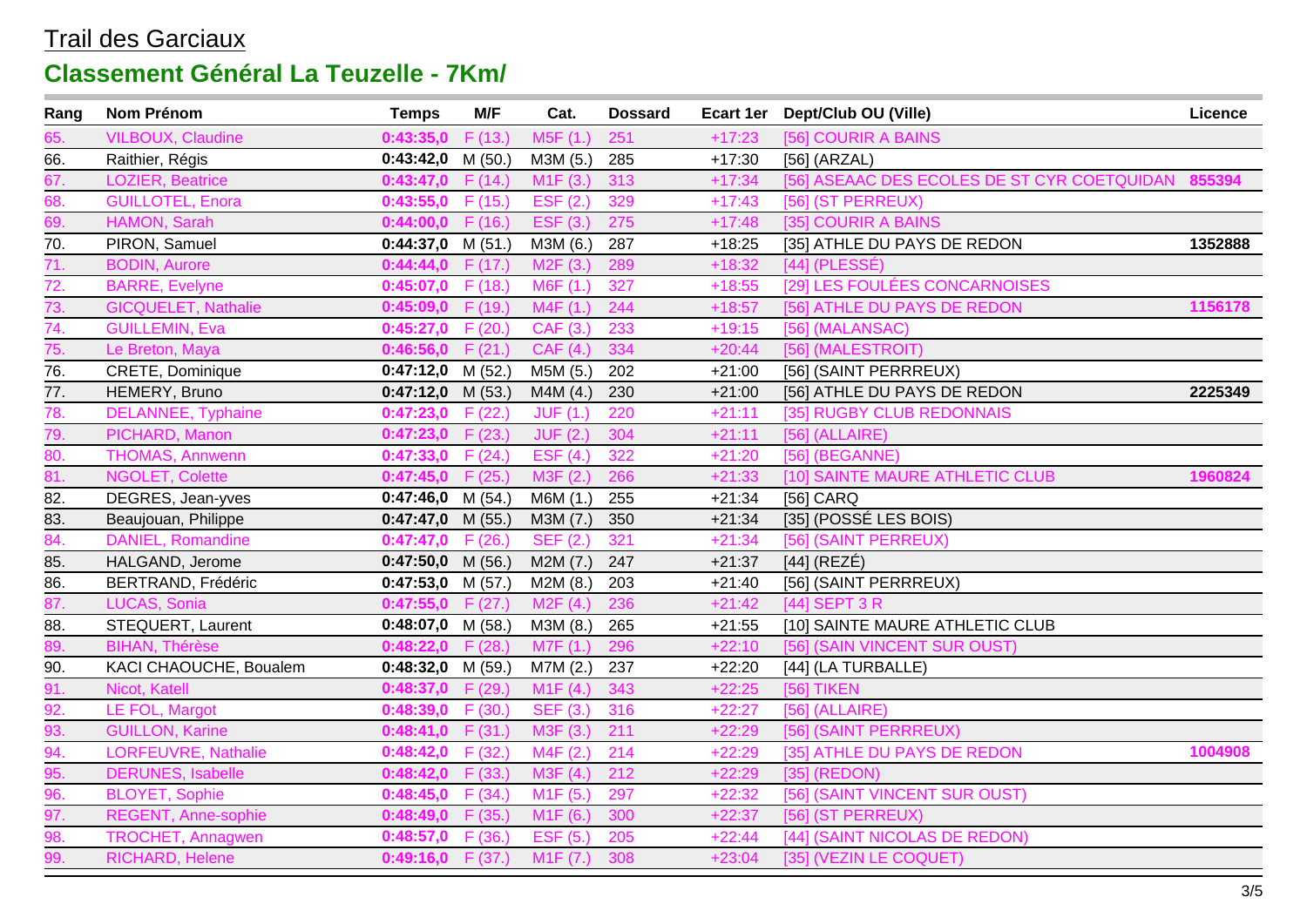Trail des Garciaux

## Classement Général La Teuzelle - 7Km/

| Rang | Nom Prénom | Temps | M/F | Cat. | Dossard | Ecart 1er | Dept/Club OU (Ville) | Licence |
|---|---|---|---|---|---|---|---|---|
| 65. | VILBOUX, Claudine | **0:43:35,0** | F (13.) | M5F (1.) | 251 | +17:23 | [56] COURIR A BAINS | |
| 66. | Raithier, Régis | **0:43:42,0** | M (50.) | M3M (5.) | 285 | +17:30 | [56] (ARZAL) | |
| 67. | LOZIER, Beatrice | **0:43:47,0** | F (14.) | M1F (3.) | 313 | +17:34 | [56] ASEAAC DES ECOLES DE ST CYR COETQUIDAN | **855394** |
| 68. | GUILLOTEL, Enora | **0:43:55,0** | F (15.) | ESF (2.) | 329 | +17:43 | [56] (ST PERREUX) | |
| 69. | HAMON, Sarah | **0:44:00,0** | F (16.) | ESF (3.) | 275 | +17:48 | [35] COURIR A BAINS | |
| 70. | PIRON, Samuel | **0:44:37,0** | M (51.) | M3M (6.) | 287 | +18:25 | [35] ATHLE DU PAYS DE REDON | **1352888** |
| 71. | BODIN, Aurore | **0:44:44,0** | F (17.) | M2F (3.) | 289 | +18:32 | [44] (PLESSÉ) | |
| 72. | BARRE, Evelyne | **0:45:07,0** | F (18.) | M6F (1.) | 327 | +18:55 | [29] LES FOULÉES CONCARNOISES | |
| 73. | GICQUELET, Nathalie | **0:45:09,0** | F (19.) | M4F (1.) | 244 | +18:57 | [56] ATHLE DU PAYS DE REDON | **1156178** |
| 74. | GUILLEMIN, Eva | **0:45:27,0** | F (20.) | CAF (3.) | 233 | +19:15 | [56] (MALANSAC) | |
| 75. | Le Breton, Maya | **0:46:56,0** | F (21.) | CAF (4.) | 334 | +20:44 | [56] (MALESTROIT) | |
| 76. | CRETE, Dominique | **0:47:12,0** | M (52.) | M5M (5.) | 202 | +21:00 | [56] (SAINT PERRREUX) | |
| 77. | HEMERY, Bruno | **0:47:12,0** | M (53.) | M4M (4.) | 230 | +21:00 | [56] ATHLE DU PAYS DE REDON | **2225349** |
| 78. | DELANNEE, Typhaine | **0:47:23,0** | F (22.) | JUF (1.) | 220 | +21:11 | [35] RUGBY CLUB REDONNAIS | |
| 79. | PICHARD, Manon | **0:47:23,0** | F (23.) | JUF (2.) | 304 | +21:11 | [56] (ALLAIRE) | |
| 80. | THOMAS, Annwenn | **0:47:33,0** | F (24.) | ESF (4.) | 322 | +21:20 | [56] (BEGANNE) | |
| 81. | NGOLET, Colette | **0:47:45,0** | F (25.) | M3F (2.) | 266 | +21:33 | [10] SAINTE MAURE ATHLETIC CLUB | **1960824** |
| 82. | DEGRES, Jean-yves | **0:47:46,0** | M (54.) | M6M (1.) | 255 | +21:34 | [56] CARQ | |
| 83. | Beaujouan, Philippe | **0:47:47,0** | M (55.) | M3M (7.) | 350 | +21:34 | [35] (POSSÉ LES BOIS) | |
| 84. | DANIEL, Romandine | **0:47:47,0** | F (26.) | SEF (2.) | 321 | +21:34 | [56] (SAINT PERREUX) | |
| 85. | HALGAND, Jerome | **0:47:50,0** | M (56.) | M2M (7.) | 247 | +21:37 | [44] (REZÉ) | |
| 86. | BERTRAND, Frédéric | **0:47:53,0** | M (57.) | M2M (8.) | 203 | +21:40 | [56] (SAINT PERRREUX) | |
| 87. | LUCAS, Sonia | **0:47:55,0** | F (27.) | M2F (4.) | 236 | +21:42 | [44] SEPT 3 R | |
| 88. | STEQUERT, Laurent | **0:48:07,0** | M (58.) | M3M (8.) | 265 | +21:55 | [10] SAINTE MAURE ATHLETIC CLUB | |
| 89. | BIHAN, Thérèse | **0:48:22,0** | F (28.) | M7F (1.) | 296 | +22:10 | [56] (SAIN VINCENT SUR OUST) | |
| 90. | KACI CHAOUCHE, Boualem | **0:48:32,0** | M (59.) | M7M (2.) | 237 | +22:20 | [44] (LA TURBALLE) | |
| 91. | Nicot, Katell | **0:48:37,0** | F (29.) | M1F (4.) | 343 | +22:25 | [56] TIKEN | |
| 92. | LE FOL, Margot | **0:48:39,0** | F (30.) | SEF (3.) | 316 | +22:27 | [56] (ALLAIRE) | |
| 93. | GUILLON, Karine | **0:48:41,0** | F (31.) | M3F (3.) | 211 | +22:29 | [56] (SAINT PERRREUX) | |
| 94. | LORFEUVRE, Nathalie | **0:48:42,0** | F (32.) | M4F (2.) | 214 | +22:29 | [35] ATHLE DU PAYS DE REDON | **1004908** |
| 95. | DERUNES, Isabelle | **0:48:42,0** | F (33.) | M3F (4.) | 212 | +22:29 | [35] (REDON) | |
| 96. | BLOYET, Sophie | **0:48:45,0** | F (34.) | M1F (5.) | 297 | +22:32 | [56] (SAINT VINCENT SUR OUST) | |
| 97. | REGENT, Anne-sophie | **0:48:49,0** | F (35.) | M1F (6.) | 300 | +22:37 | [56] (ST PERREUX) | |
| 98. | TROCHET, Annagwen | **0:48:57,0** | F (36.) | ESF (5.) | 205 | +22:44 | [44] (SAINT NICOLAS DE REDON) | |
| 99. | RICHARD, Helene | **0:49:16,0** | F (37.) | M1F (7.) | 308 | +23:04 | [35] (VEZIN LE COQUET) | |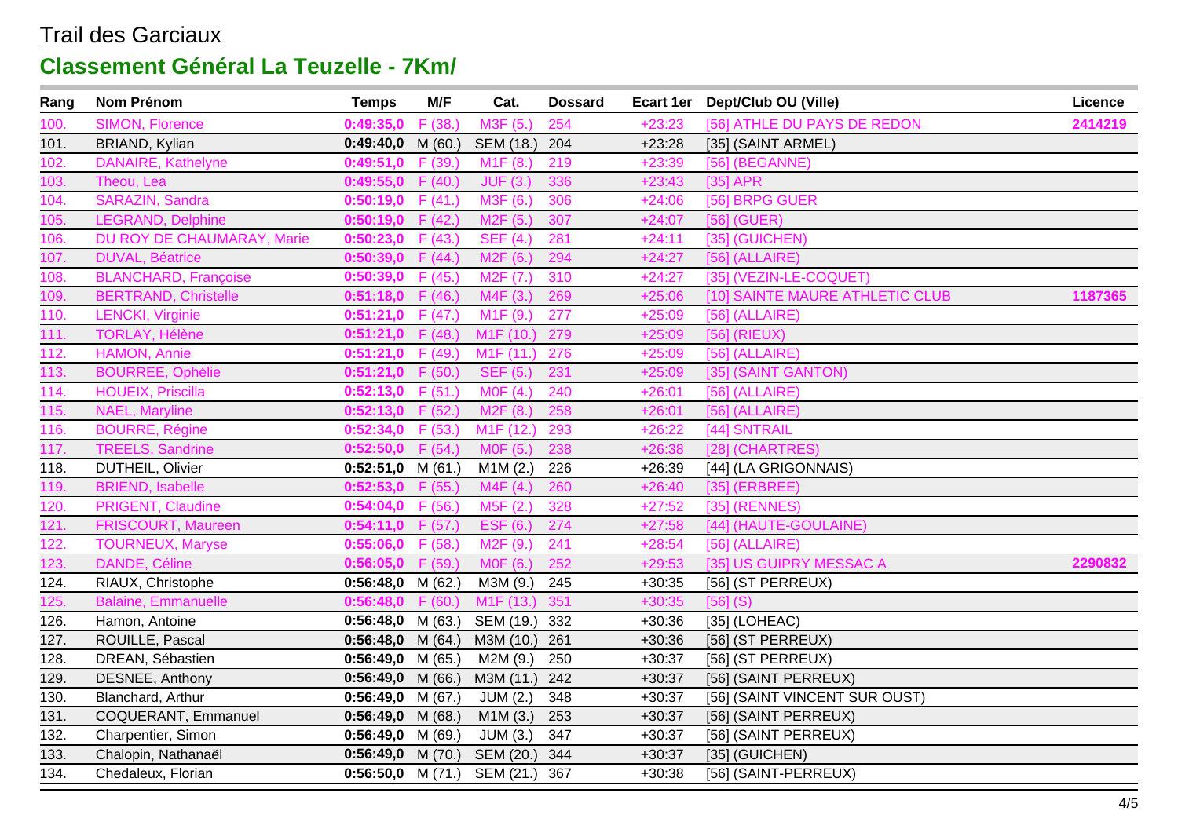Trail des Garciaux

## Classement Général La Teuzelle - 7Km/

| Rang | Nom Prénom | Temps | M/F | Cat. | Dossard | Ecart 1er | Dept/Club OU (Ville) | Licence |
|---|---|---|---|---|---|---|---|---|
| 100. | SIMON, Florence | **0:49:35,0** | F (38.) | M3F (5.) | 254 | +23:23 | [56] ATHLE DU PAYS DE REDON | **2414219** |
| 101. | BRIAND, Kylian | **0:49:40,0** | M (60.) | SEM (18.) | 204 | +23:28 | [35] (SAINT ARMEL) | |
| 102. | DANAIRE, Kathelyne | **0:49:51,0** | F (39.) | M1F (8.) | 219 | +23:39 | [56] (BEGANNE) | |
| 103. | Theou, Lea | **0:49:55,0** | F (40.) | JUF (3.) | 336 | +23:43 | [35] APR | |
| 104. | SARAZIN, Sandra | **0:50:19,0** | F (41.) | M3F (6.) | 306 | +24:06 | [56] BRPG GUER | |
| 105. | LEGRAND, Delphine | **0:50:19,0** | F (42.) | M2F (5.) | 307 | +24:07 | [56] (GUER) | |
| 106. | DU ROY DE CHAUMARAY, Marie | **0:50:23,0** | F (43.) | SEF (4.) | 281 | +24:11 | [35] (GUICHEN) | |
| 107. | DUVAL, Béatrice | **0:50:39,0** | F (44.) | M2F (6.) | 294 | +24:27 | [56] (ALLAIRE) | |
| 108. | BLANCHARD, Françoise | **0:50:39,0** | F (45.) | M2F (7.) | 310 | +24:27 | [35] (VEZIN-LE-COQUET) | |
| 109. | BERTRAND, Christelle | **0:51:18,0** | F (46.) | M4F (3.) | 269 | +25:06 | [10] SAINTE MAURE ATHLETIC CLUB | **1187365** |
| 110. | LENCKI, Virginie | **0:51:21,0** | F (47.) | M1F (9.) | 277 | +25:09 | [56] (ALLAIRE) | |
| 111. | TORLAY, Hélène | **0:51:21,0** | F (48.) | M1F (10.) | 279 | +25:09 | [56] (RIEUX) | |
| 112. | HAMON, Annie | **0:51:21,0** | F (49.) | M1F (11.) | 276 | +25:09 | [56] (ALLAIRE) | |
| 113. | BOURREE, Ophélie | **0:51:21,0** | F (50.) | SEF (5.) | 231 | +25:09 | [35] (SAINT GANTON) | |
| 114. | HOUEIX, Priscilla | **0:52:13,0** | F (51.) | M0F (4.) | 240 | +26:01 | [56] (ALLAIRE) | |
| 115. | NAEL, Maryline | **0:52:13,0** | F (52.) | M2F (8.) | 258 | +26:01 | [56] (ALLAIRE) | |
| 116. | BOURRE, Régine | **0:52:34,0** | F (53.) | M1F (12.) | 293 | +26:22 | [44] SNTRAIL | |
| 117. | TREELS, Sandrine | **0:52:50,0** | F (54.) | M0F (5.) | 238 | +26:38 | [28] (CHARTRES) | |
| 118. | DUTHEIL, Olivier | **0:52:51,0** | M (61.) | M1M (2.) | 226 | +26:39 | [44] (LA GRIGONNAIS) | |
| 119. | BRIEND, Isabelle | **0:52:53,0** | F (55.) | M4F (4.) | 260 | +26:40 | [35] (ERBREE) | |
| 120. | PRIGENT, Claudine | **0:54:04,0** | F (56.) | M5F (2.) | 328 | +27:52 | [35] (RENNES) | |
| 121. | FRISCOURT, Maureen | **0:54:11,0** | F (57.) | ESF (6.) | 274 | +27:58 | [44] (HAUTE-GOULAINE) | |
| 122. | TOURNEUX, Maryse | **0:55:06,0** | F (58.) | M2F (9.) | 241 | +28:54 | [56] (ALLAIRE) | |
| 123. | DANDE, Céline | **0:56:05,0** | F (59.) | M0F (6.) | 252 | +29:53 | [35] US GUIPRY MESSAC A | **2290832** |
| 124. | RIAUX, Christophe | **0:56:48,0** | M (62.) | M3M (9.) | 245 | +30:35 | [56] (ST PERREUX) | |
| 125. | Balaine, Emmanuelle | **0:56:48,0** | F (60.) | M1F (13.) | 351 | +30:35 | [56] (S) | |
| 126. | Hamon, Antoine | **0:56:48,0** | M (63.) | SEM (19.) | 332 | +30:36 | [35] (LOHEAC) | |
| 127. | ROUILLE, Pascal | **0:56:48,0** | M (64.) | M3M (10.) | 261 | +30:36 | [56] (ST PERREUX) | |
| 128. | DREAN, Sébastien | **0:56:49,0** | M (65.) | M2M (9.) | 250 | +30:37 | [56] (ST PERREUX) | |
| 129. | DESNEE, Anthony | **0:56:49,0** | M (66.) | M3M (11.) | 242 | +30:37 | [56] (SAINT PERREUX) | |
| 130. | Blanchard, Arthur | **0:56:49,0** | M (67.) | JUM (2.) | 348 | +30:37 | [56] (SAINT VINCENT SUR OUST) | |
| 131. | COQUERANT, Emmanuel | **0:56:49,0** | M (68.) | M1M (3.) | 253 | +30:37 | [56] (SAINT PERREUX) | |
| 132. | Charpentier, Simon | **0:56:49,0** | M (69.) | JUM (3.) | 347 | +30:37 | [56] (SAINT PERREUX) | |
| 133. | Chalopin, Nathanaël | **0:56:49,0** | M (70.) | SEM (20.) | 344 | +30:37 | [35] (GUICHEN) | |
| 134. | Chedaleux, Florian | **0:56:50,0** | M (71.) | SEM (21.) | 367 | +30:38 | [56] (SAINT-PERREUX) | |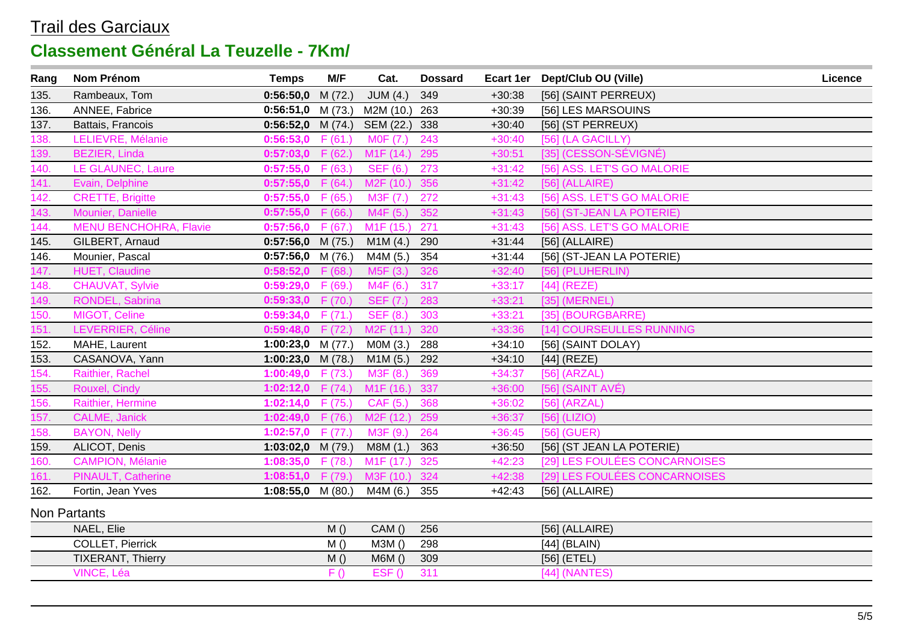## Trail des Garciaux

## Classement Général La Teuzelle - 7Km/

| Rang | Nom Prénom | Temps | M/F | Cat. | Dossard | Ecart 1er | Dept/Club OU (Ville) | Licence |
|---|---|---|---|---|---|---|---|---|
| 135. | Rambeaux, Tom | **0:56:50,0** | M (72.) | JUM (4.) | 349 | +30:38 | [56] (SAINT PERREUX) | |
| 136. | ANNEE, Fabrice | **0:56:51,0** | M (73.) | M2M (10.) | 263 | +30:39 | [56] LES MARSOUINS | |
| 137. | Battais, Francois | **0:56:52,0** | M (74.) | SEM (22.) | 338 | +30:40 | [56] (ST PERREUX) | |
| 138. | LELIEVRE, Mélanie | **0:56:53,0** | F (61.) | M0F (7.) | 243 | +30:40 | [56] (LA GACILLY) | |
| 139. | BEZIER, Linda | **0:57:03,0** | F (62.) | M1F (14.) | 295 | +30:51 | [35] (CESSON-SÉVIGNÉ) | |
| 140. | LE GLAUNEC, Laure | **0:57:55,0** | F (63.) | SEF (6.) | 273 | +31:42 | [56] ASS. LET'S GO MALORIE | |
| 141. | Evain, Delphine | **0:57:55,0** | F (64.) | M2F (10.) | 356 | +31:42 | [56] (ALLAIRE) | |
| 142. | CRETTE, Brigitte | **0:57:55,0** | F (65.) | M3F (7.) | 272 | +31:43 | [56] ASS. LET'S GO MALORIE | |
| 143. | Mounier, Danielle | **0:57:55,0** | F (66.) | M4F (5.) | 352 | +31:43 | [56] (ST-JEAN LA POTERIE) | |
| 144. | MENU BENCHOHRA, Flavie | **0:57:56,0** | F (67.) | M1F (15.) | 271 | +31:43 | [56] ASS. LET'S GO MALORIE | |
| 145. | GILBERT, Arnaud | **0:57:56,0** | M (75.) | M1M (4.) | 290 | +31:44 | [56] (ALLAIRE) | |
| 146. | Mounier, Pascal | **0:57:56,0** | M (76.) | M4M (5.) | 354 | +31:44 | [56] (ST-JEAN LA POTERIE) | |
| 147. | HUET, Claudine | **0:58:52,0** | F (68.) | M5F (3.) | 326 | +32:40 | [56] (PLUHERLIN) | |
| 148. | CHAUVAT, Sylvie | **0:59:29,0** | F (69.) | M4F (6.) | 317 | +33:17 | [44] (REZE) | |
| 149. | RONDEL, Sabrina | **0:59:33,0** | F (70.) | SEF (7.) | 283 | +33:21 | [35] (MERNEL) | |
| 150. | MIGOT, Celine | **0:59:34,0** | F (71.) | SEF (8.) | 303 | +33:21 | [35] (BOURGBARRE) | |
| 151. | LEVERRIER, Céline | **0:59:48,0** | F (72.) | M2F (11.) | 320 | +33:36 | [14] COURSEULLES RUNNING | |
| 152. | MAHE, Laurent | **1:00:23,0** | M (77.) | M0M (3.) | 288 | +34:10 | [56] (SAINT DOLAY) | |
| 153. | CASANOVA, Yann | **1:00:23,0** | M (78.) | M1M (5.) | 292 | +34:10 | [44] (REZE) | |
| 154. | Raithier, Rachel | **1:00:49,0** | F (73.) | M3F (8.) | 369 | +34:37 | [56] (ARZAL) | |
| 155. | Rouxel, Cindy | **1:02:12,0** | F (74.) | M1F (16.) | 337 | +36:00 | [56] (SAINT AVÉ) | |
| 156. | Raithier, Hermine | **1:02:14,0** | F (75.) | CAF (5.) | 368 | +36:02 | [56] (ARZAL) | |
| 157. | CALME, Janick | **1:02:49,0** | F (76.) | M2F (12.) | 259 | +36:37 | [56] (LIZIO) | |
| 158. | BAYON, Nelly | **1:02:57,0** | F (77.) | M3F (9.) | 264 | +36:45 | [56] (GUER) | |
| 159. | ALICOT, Denis | **1:03:02,0** | M (79.) | M8M (1.) | 363 | +36:50 | [56] (ST JEAN LA POTERIE) | |
| 160. | CAMPION, Mélanie | **1:08:35,0** | F (78.) | M1F (17.) | 325 | +42:23 | [29] LES FOULÉES CONCARNOISES | |
| 161. | PINAULT, Catherine | **1:08:51,0** | F (79.) | M3F (10.) | 324 | +42:38 | [29] LES FOULÉES CONCARNOISES | |
| 162. | Fortin, Jean Yves | **1:08:55,0** | M (80.) | M4M (6.) | 355 | +42:43 | [56] (ALLAIRE) | |

Non Partants

| | | | | | | | | |
|---|---|---|---|---|---|---|---|---|
| | NAEL, Elie | | M () | CAM () | 256 | | [56] (ALLAIRE) | |
| | COLLET, Pierrick | | M () | M3M () | 298 | | [44] (BLAIN) | |
| | TIXERANT, Thierry | | M () | M6M () | 309 | | [56] (ETEL) | |
| | VINCE, Léa | | F () | ESF () | 311 | | [44] (NANTES) | |